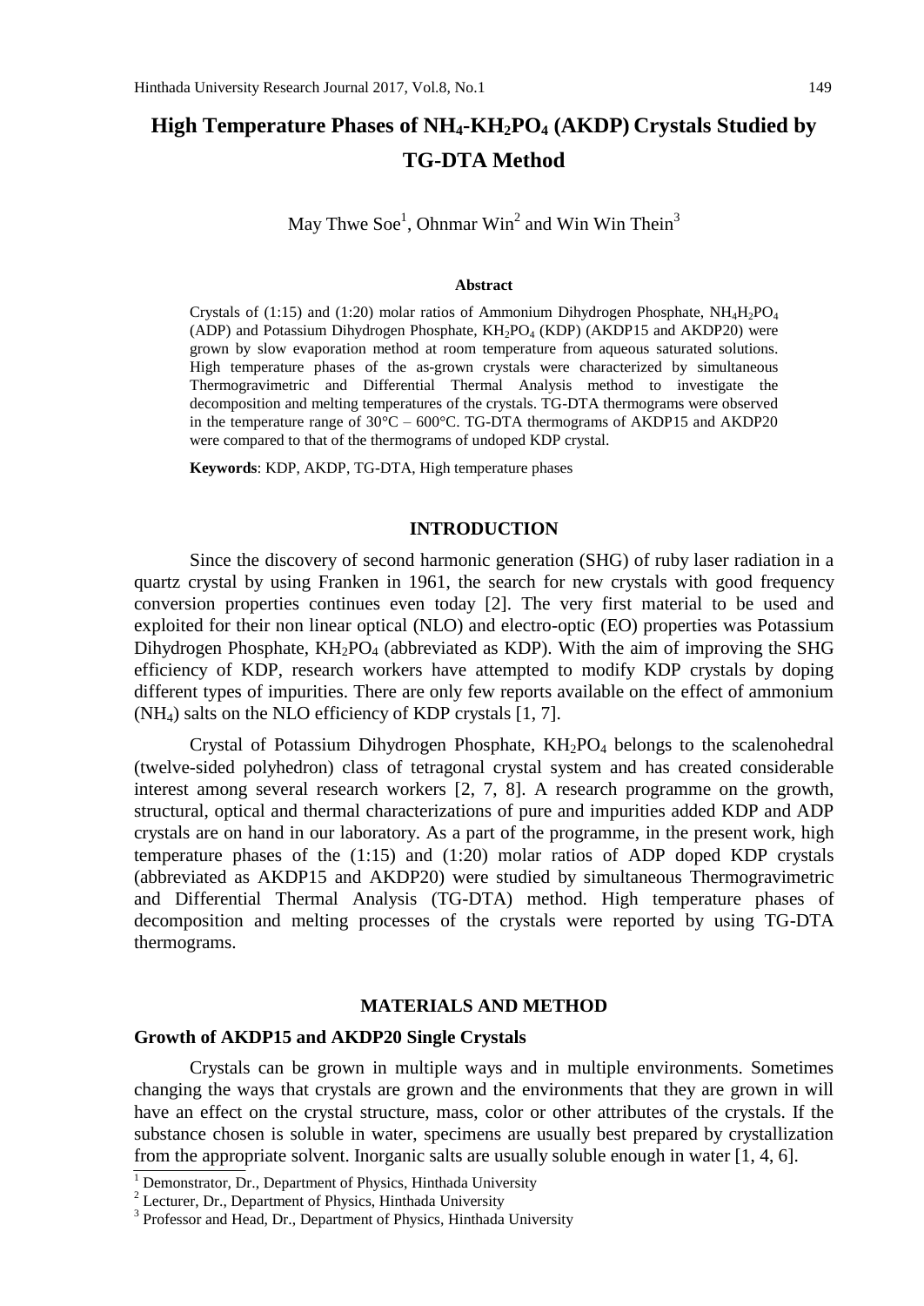# High Temperature Phases of $NH_4$-$KH_2PO_4$ (AKDP) Crystals Studied by TG-DTA Method

May Thwe Soe[1], Ohnmar Win[2] and Win Win Thein[3]

**Abstract**

Crystals of (1:15) and (1:20) molar ratios of Ammonium Dihydrogen Phosphate, $NH_4H_2PO_4$ (ADP) and Potassium Dihydrogen Phosphate, $KH_2PO_4$ (KDP) (AKDP15 and AKDP20) were grown by slow evaporation method at room temperature from aqueous saturated solutions. High temperature phases of the as-grown crystals were characterized by simultaneous Thermogravimetric and Differential Thermal Analysis method to investigate the decomposition and melting temperatures of the crystals. TG-DTA thermograms were observed in the temperature range of 30°C – 600°C. TG-DTA thermograms of AKDP15 and AKDP20 were compared to that of the thermograms of undoped KDP crystal.

**Keywords**: KDP, AKDP, TG-DTA, High temperature phases

## INTRODUCTION

Since the discovery of second harmonic generation (SHG) of ruby laser radiation in a quartz crystal by using Franken in 1961, the search for new crystals with good frequency conversion properties continues even today [2]. The very first material to be used and exploited for their non linear optical (NLO) and electro-optic (EO) properties was Potassium Dihydrogen Phosphate, $KH_2PO_4$ (abbreviated as KDP). With the aim of improving the SHG efficiency of KDP, research workers have attempted to modify KDP crystals by doping different types of impurities. There are only few reports available on the effect of ammonium ($NH_4$) salts on the NLO efficiency of KDP crystals [1, 7].

Crystal of Potassium Dihydrogen Phosphate, $KH_2PO_4$ belongs to the scalenohedral (twelve-sided polyhedron) class of tetragonal crystal system and has created considerable interest among several research workers [2, 7, 8]. A research programme on the growth, structural, optical and thermal characterizations of pure and impurities added KDP and ADP crystals are on hand in our laboratory. As a part of the programme, in the present work, high temperature phases of the (1:15) and (1:20) molar ratios of ADP doped KDP crystals (abbreviated as AKDP15 and AKDP20) were studied by simultaneous Thermogravimetric and Differential Thermal Analysis (TG-DTA) method. High temperature phases of decomposition and melting processes of the crystals were reported by using TG-DTA thermograms.

## MATERIALS AND METHOD

### Growth of AKDP15 and AKDP20 Single Crystals

Crystals can be grown in multiple ways and in multiple environments. Sometimes changing the ways that crystals are grown and the environments that they are grown in will have an effect on the crystal structure, mass, color or other attributes of the crystals. If the substance chosen is soluble in water, specimens are usually best prepared by crystallization from the appropriate solvent. Inorganic salts are usually soluble enough in water [1, 4, 6].

---

[1] Demonstrator, Dr., Department of Physics, Hinthada University

[2] Lecturer, Dr., Department of Physics, Hinthada University

[3] Professor and Head, Dr., Department of Physics, Hinthada University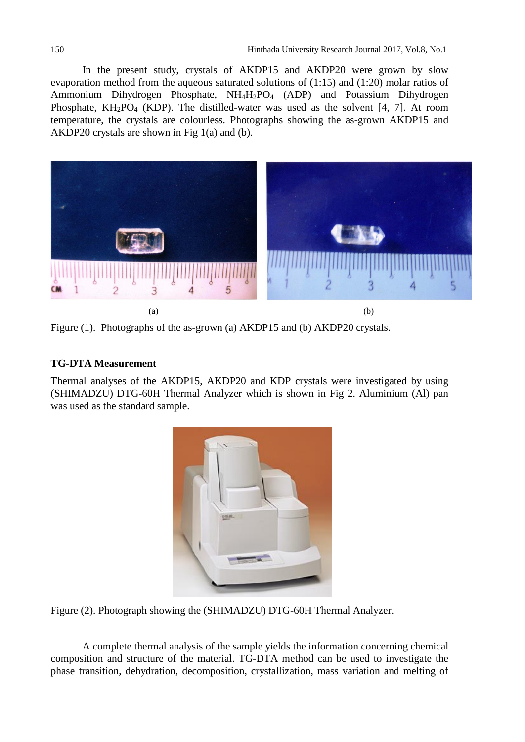In the present study, crystals of AKDP15 and AKDP20 were grown by slow evaporation method from the aqueous saturated solutions of (1:15) and (1:20) molar ratios of Ammonium Dihydrogen Phosphate, $NH_4H_2PO_4$ (ADP) and Potassium Dihydrogen Phosphate, $KH_2PO_4$ (KDP). The distilled-water was used as the solvent [4, 7]. At room temperature, the crystals are colourless. Photographs showing the as-grown AKDP15 and AKDP20 crystals are shown in Fig 1(a) and (b).

(a) (b)

Figure (1). Photographs of the as-grown (a) AKDP15 and (b) AKDP20 crystals.

**TG-DTA Measurement**

Thermal analyses of the AKDP15, AKDP20 and KDP crystals were investigated by using (SHIMADZU) DTG-60H Thermal Analyzer which is shown in Fig 2. Aluminium (Al) pan was used as the standard sample.

Figure (2). Photograph showing the (SHIMADZU) DTG-60H Thermal Analyzer.

A complete thermal analysis of the sample yields the information concerning chemical composition and structure of the material. TG-DTA method can be used to investigate the phase transition, dehydration, decomposition, crystallization, mass variation and melting of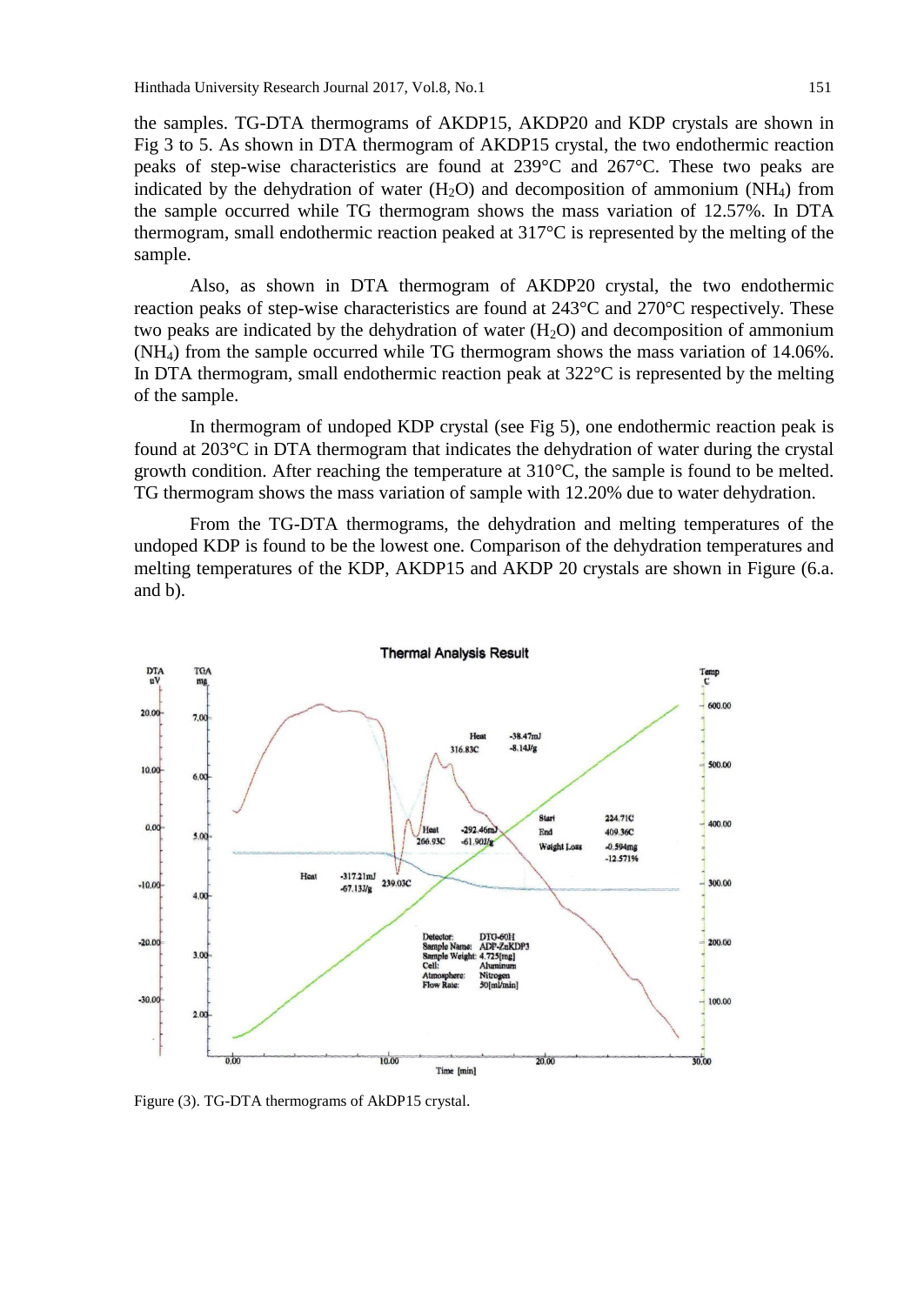the samples. TG-DTA thermograms of AKDP15, AKDP20 and KDP crystals are shown in Fig 3 to 5. As shown in DTA thermogram of AKDP15 crystal, the two endothermic reaction peaks of step-wise characteristics are found at 239°C and 267°C. These two peaks are indicated by the dehydration of water ($H_2O$) and decomposition of ammonium ($NH_4$) from the sample occurred while TG thermogram shows the mass variation of 12.57%. In DTA thermogram, small endothermic reaction peaked at 317°C is represented by the melting of the sample.

Also, as shown in DTA thermogram of AKDP20 crystal, the two endothermic reaction peaks of step-wise characteristics are found at 243°C and 270°C respectively. These two peaks are indicated by the dehydration of water ($H_2O$) and decomposition of ammonium ($NH_4$) from the sample occurred while TG thermogram shows the mass variation of 14.06%. In DTA thermogram, small endothermic reaction peak at 322°C is represented by the melting of the sample.

In thermogram of undoped KDP crystal (see Fig 5), one endothermic reaction peak is found at 203°C in DTA thermogram that indicates the dehydration of water during the crystal growth condition. After reaching the temperature at 310°C, the sample is found to be melted. TG thermogram shows the mass variation of sample with 12.20% due to water dehydration.

From the TG-DTA thermograms, the dehydration and melting temperatures of the undoped KDP is found to be the lowest one. Comparison of the dehydration temperatures and melting temperatures of the KDP, AKDP15 and AKDP 20 crystals are shown in Figure (6.a. and b).

Figure (3). TG-DTA thermograms of AkDP15 crystal.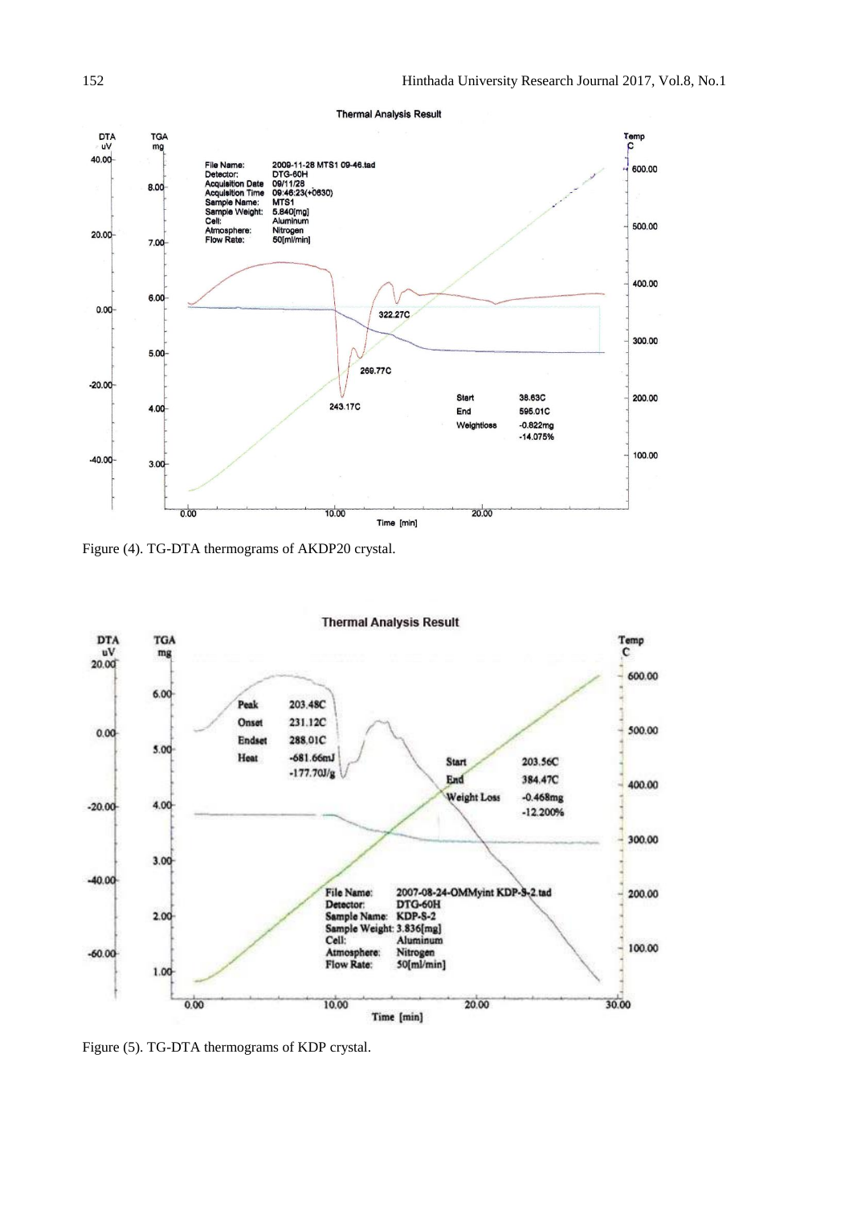Figure (4). TG-DTA thermograms of AKDP20 crystal.

Figure (5). TG-DTA thermograms of KDP crystal.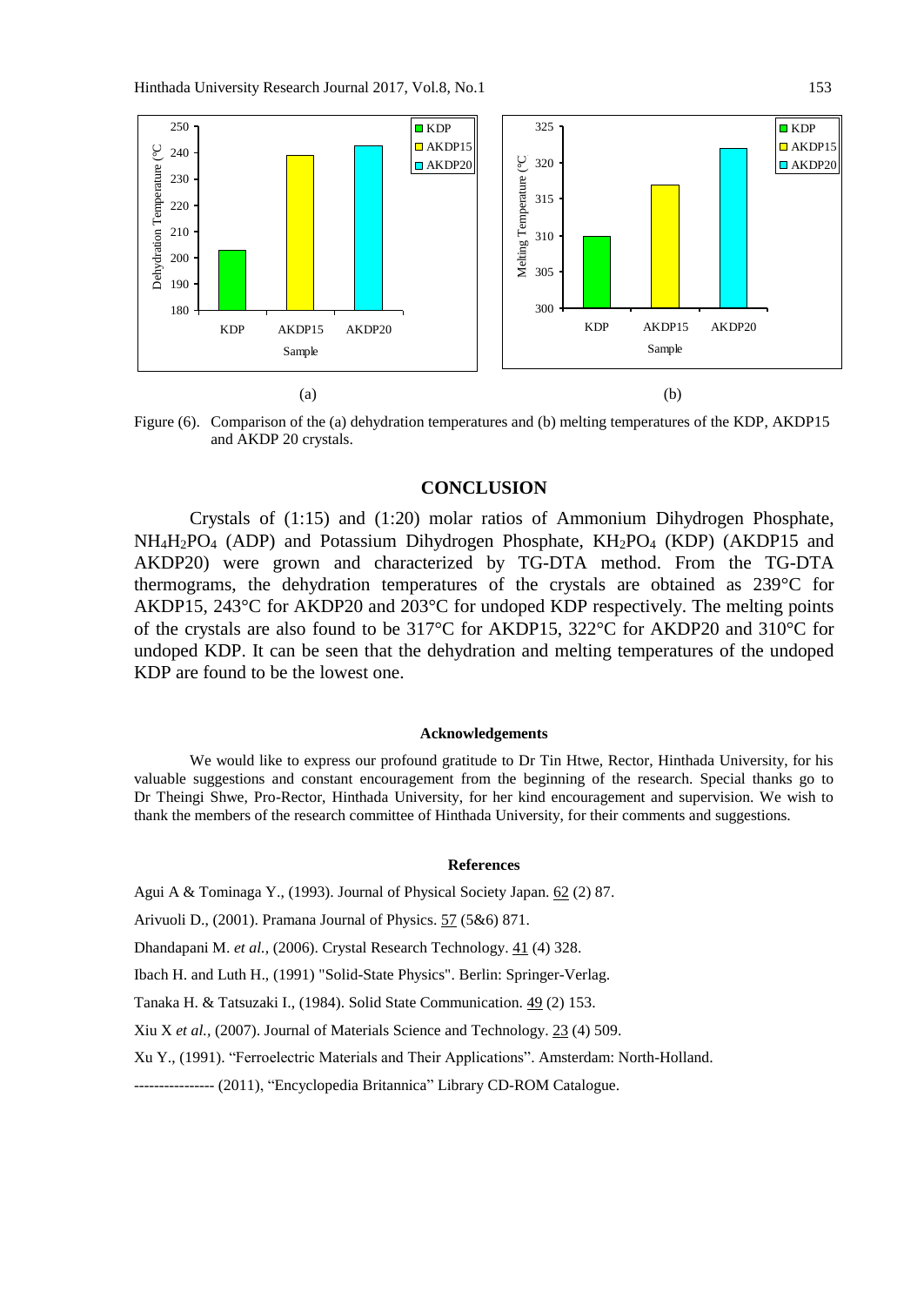250
240
230
220
210
200
190
180

Dehydration Temperature (°C)

KDP AKDP15 AKDP20

Sample

KDP
AKDP15
AKDP20

(a)

325
320
315
310
305
300

Melting Temperature (°C)

KDP AKDP15 AKDP20

Sample

KDP
AKDP15
AKDP20

(b)

Figure (6). Comparison of the (a) dehydration temperatures and (b) melting temperatures of the KDP, AKDP15 and AKDP 20 crystals.

## CONCLUSION

Crystals of (1:15) and (1:20) molar ratios of Ammonium Dihydrogen Phosphate, $NH_4H_2PO_4$ (ADP) and Potassium Dihydrogen Phosphate, $KH_2PO_4$ (KDP) (AKDP15 and AKDP20) were grown and characterized by TG-DTA method. From the TG-DTA thermograms, the dehydration temperatures of the crystals are obtained as 239°C for AKDP15, 243°C for AKDP20 and 203°C for undoped KDP respectively. The melting points of the crystals are also found to be 317°C for AKDP15, 322°C for AKDP20 and 310°C for undoped KDP. It can be seen that the dehydration and melting temperatures of the undoped KDP are found to be the lowest one.

### Acknowledgements

We would like to express our profound gratitude to Dr Tin Htwe, Rector, Hinthada University, for his valuable suggestions and constant encouragement from the beginning of the research. Special thanks go to Dr Theingi Shwe, Pro-Rector, Hinthada University, for her kind encouragement and supervision. We wish to thank the members of the research committee of Hinthada University, for their comments and suggestions.

### References

Agui A & Tominaga Y., (1993). Journal of Physical Society Japan. 62 (2) 87.

Arivuoli D., (2001). Pramana Journal of Physics. 57 (5&6) 871.

Dhandapani M. *et al.,* (2006). Crystal Research Technology. 41 (4) 328.

Ibach H. and Luth H., (1991) "Solid-State Physics". Berlin: Springer-Verlag.

Tanaka H. & Tatsuzaki I., (1984). Solid State Communication. 49 (2) 153.

Xiu X *et al.,* (2007). Journal of Materials Science and Technology. 23 (4) 509.

Xu Y., (1991). "Ferroelectric Materials and Their Applications". Amsterdam: North-Holland.

---------------- (2011), "Encyclopedia Britannica" Library CD-ROM Catalogue.